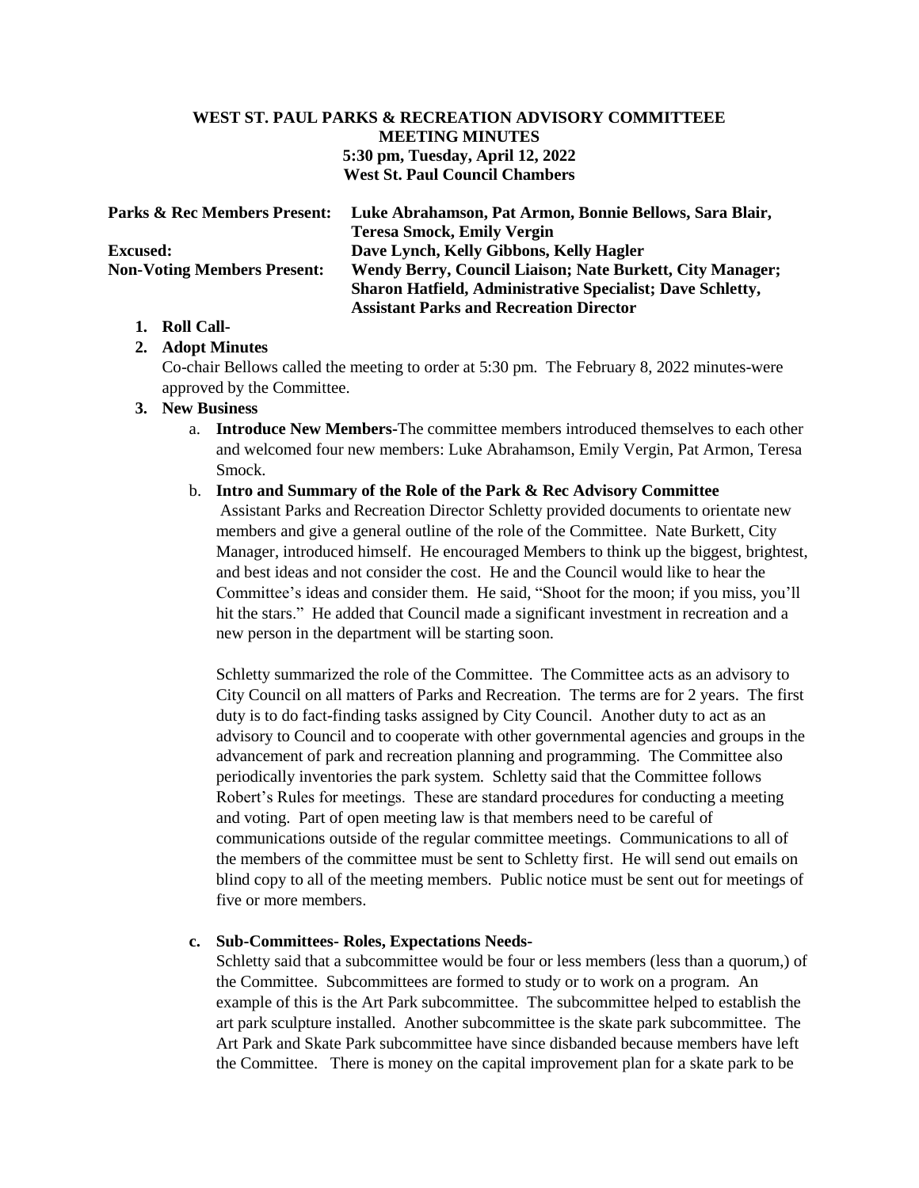**WEST ST. PAUL PARKS & RECREATION ADVISORY COMMITTEEE**
**MEETING MINUTES**
**5:30 pm, Tuesday, April 12, 2022**
**West St. Paul Council Chambers**

| | |
|---|---|
| **Parks & Rec Members Present:** | **Luke Abrahamson, Pat Armon, Bonnie Bellows, Sara Blair, Teresa Smock, Emily Vergin** |
| **Excused:** | **Dave Lynch, Kelly Gibbons, Kelly Hagler** |
| **Non-Voting Members Present:** | **Wendy Berry, Council Liaison; Nate Burkett, City Manager; Sharon Hatfield, Administrative Specialist; Dave Schletty, Assistant Parks and Recreation Director** |

1. **Roll Call-**
2. **Adopt Minutes**
   Co-chair Bellows called the meeting to order at 5:30 pm. The February 8, 2022 minutes-were approved by the Committee.
3. **New Business**
   a. **Introduce New Members-**The committee members introduced themselves to each other and welcomed four new members: Luke Abrahamson, Emily Vergin, Pat Armon, Teresa Smock.
   b. **Intro and Summary of the Role of the Park & Rec Advisory Committee**
      Assistant Parks and Recreation Director Schletty provided documents to orientate new members and give a general outline of the role of the Committee. Nate Burkett, City Manager, introduced himself. He encouraged Members to think up the biggest, brightest, and best ideas and not consider the cost. He and the Council would like to hear the Committee's ideas and consider them. He said, "Shoot for the moon; if you miss, you'll hit the stars." He added that Council made a significant investment in recreation and a new person in the department will be starting soon.

      Schletty summarized the role of the Committee. The Committee acts as an advisory to City Council on all matters of Parks and Recreation. The terms are for 2 years. The first duty is to do fact-finding tasks assigned by City Council. Another duty to act as an advisory to Council and to cooperate with other governmental agencies and groups in the advancement of park and recreation planning and programming. The Committee also periodically inventories the park system. Schletty said that the Committee follows Robert's Rules for meetings. These are standard procedures for conducting a meeting and voting. Part of open meeting law is that members need to be careful of communications outside of the regular committee meetings. Communications to all of the members of the committee must be sent to Schletty first. He will send out emails on blind copy to all of the meeting members. Public notice must be sent out for meetings of five or more members.

   c. **Sub-Committees- Roles, Expectations Needs-**
      Schletty said that a subcommittee would be four or less members (less than a quorum,) of the Committee. Subcommittees are formed to study or to work on a program. An example of this is the Art Park subcommittee. The subcommittee helped to establish the art park sculpture installed. Another subcommittee is the skate park subcommittee. The Art Park and Skate Park subcommittee have since disbanded because members have left the Committee. There is money on the capital improvement plan for a skate park to be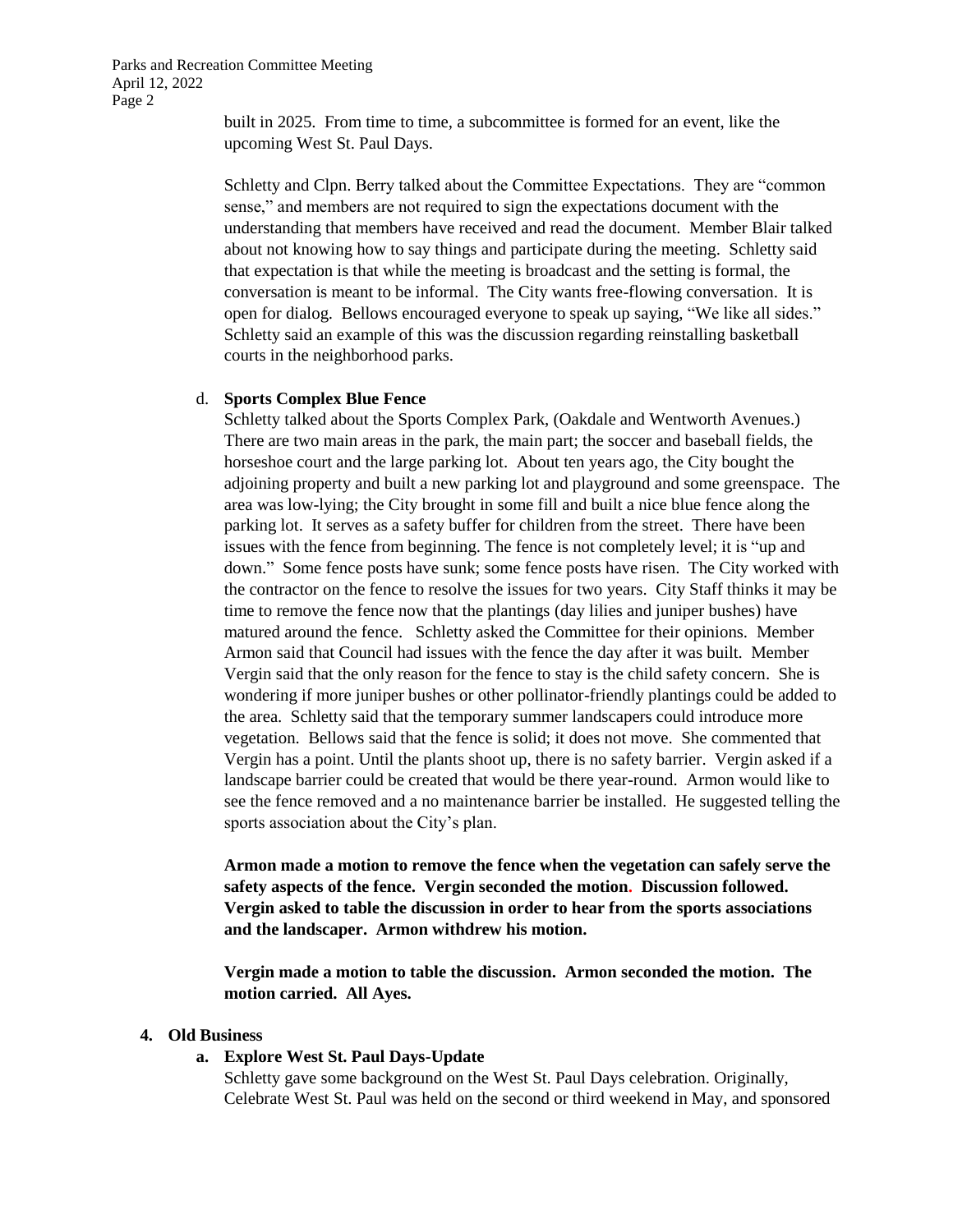built in 2025. From time to time, a subcommittee is formed for an event, like the upcoming West St. Paul Days.

Schletty and Clpn. Berry talked about the Committee Expectations. They are "common sense," and members are not required to sign the expectations document with the understanding that members have received and read the document. Member Blair talked about not knowing how to say things and participate during the meeting. Schletty said that expectation is that while the meeting is broadcast and the setting is formal, the conversation is meant to be informal. The City wants free-flowing conversation. It is open for dialog. Bellows encouraged everyone to speak up saying, "We like all sides." Schletty said an example of this was the discussion regarding reinstalling basketball courts in the neighborhood parks.

d. **Sports Complex Blue Fence**

Schletty talked about the Sports Complex Park, (Oakdale and Wentworth Avenues.) There are two main areas in the park, the main part; the soccer and baseball fields, the horseshoe court and the large parking lot. About ten years ago, the City bought the adjoining property and built a new parking lot and playground and some greenspace. The area was low-lying; the City brought in some fill and built a nice blue fence along the parking lot. It serves as a safety buffer for children from the street. There have been issues with the fence from beginning. The fence is not completely level; it is "up and down." Some fence posts have sunk; some fence posts have risen. The City worked with the contractor on the fence to resolve the issues for two years. City Staff thinks it may be time to remove the fence now that the plantings (day lilies and juniper bushes) have matured around the fence. Schletty asked the Committee for their opinions. Member Armon said that Council had issues with the fence the day after it was built. Member Vergin said that the only reason for the fence to stay is the child safety concern. She is wondering if more juniper bushes or other pollinator-friendly plantings could be added to the area. Schletty said that the temporary summer landscapers could introduce more vegetation. Bellows said that the fence is solid; it does not move. She commented that Vergin has a point. Until the plants shoot up, there is no safety barrier. Vergin asked if a landscape barrier could be created that would be there year-round. Armon would like to see the fence removed and a no maintenance barrier be installed. He suggested telling the sports association about the City's plan.

**Armon made a motion to remove the fence when the vegetation can safely serve the safety aspects of the fence. Vergin seconded the motion. Discussion followed. Vergin asked to table the discussion in order to hear from the sports associations and the landscaper. Armon withdrew his motion.**

**Vergin made a motion to table the discussion. Armon seconded the motion. The motion carried. All Ayes.**

**4. Old Business**

**a. Explore West St. Paul Days-Update**

Schletty gave some background on the West St. Paul Days celebration. Originally, Celebrate West St. Paul was held on the second or third weekend in May, and sponsored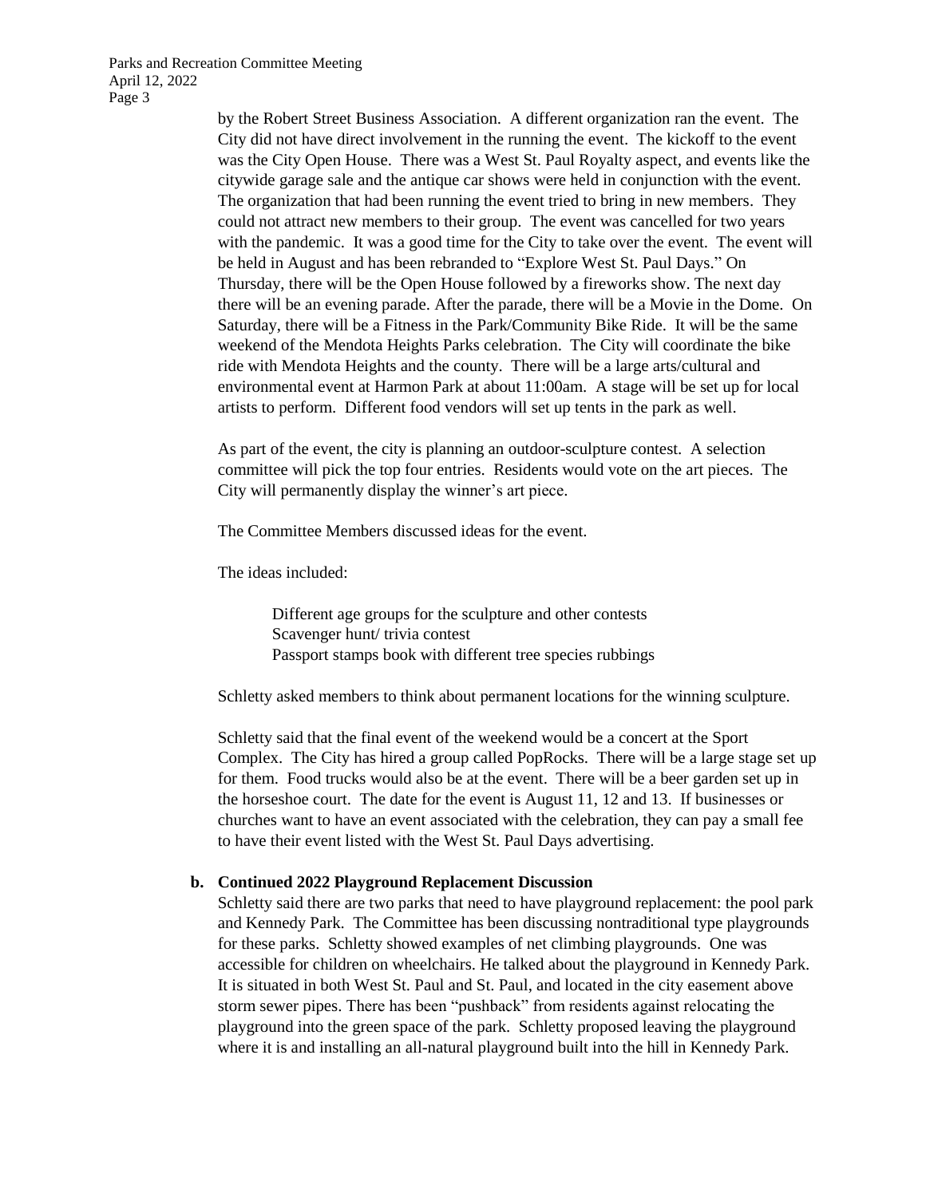by the Robert Street Business Association. A different organization ran the event. The City did not have direct involvement in the running the event. The kickoff to the event was the City Open House. There was a West St. Paul Royalty aspect, and events like the citywide garage sale and the antique car shows were held in conjunction with the event. The organization that had been running the event tried to bring in new members. They could not attract new members to their group. The event was cancelled for two years with the pandemic. It was a good time for the City to take over the event. The event will be held in August and has been rebranded to "Explore West St. Paul Days." On Thursday, there will be the Open House followed by a fireworks show. The next day there will be an evening parade. After the parade, there will be a Movie in the Dome. On Saturday, there will be a Fitness in the Park/Community Bike Ride. It will be the same weekend of the Mendota Heights Parks celebration. The City will coordinate the bike ride with Mendota Heights and the county. There will be a large arts/cultural and environmental event at Harmon Park at about 11:00am. A stage will be set up for local artists to perform. Different food vendors will set up tents in the park as well.

As part of the event, the city is planning an outdoor-sculpture contest. A selection committee will pick the top four entries. Residents would vote on the art pieces. The City will permanently display the winner's art piece.

The Committee Members discussed ideas for the event.

The ideas included:

Different age groups for the sculpture and other contests
Scavenger hunt/ trivia contest
Passport stamps book with different tree species rubbings

Schletty asked members to think about permanent locations for the winning sculpture.

Schletty said that the final event of the weekend would be a concert at the Sport Complex. The City has hired a group called PopRocks. There will be a large stage set up for them. Food trucks would also be at the event. There will be a beer garden set up in the horseshoe court. The date for the event is August 11, 12 and 13. If businesses or churches want to have an event associated with the celebration, they can pay a small fee to have their event listed with the West St. Paul Days advertising.

**b. Continued 2022 Playground Replacement Discussion**

Schletty said there are two parks that need to have playground replacement: the pool park and Kennedy Park. The Committee has been discussing nontraditional type playgrounds for these parks. Schletty showed examples of net climbing playgrounds. One was accessible for children on wheelchairs. He talked about the playground in Kennedy Park. It is situated in both West St. Paul and St. Paul, and located in the city easement above storm sewer pipes. There has been "pushback" from residents against relocating the playground into the green space of the park. Schletty proposed leaving the playground where it is and installing an all-natural playground built into the hill in Kennedy Park.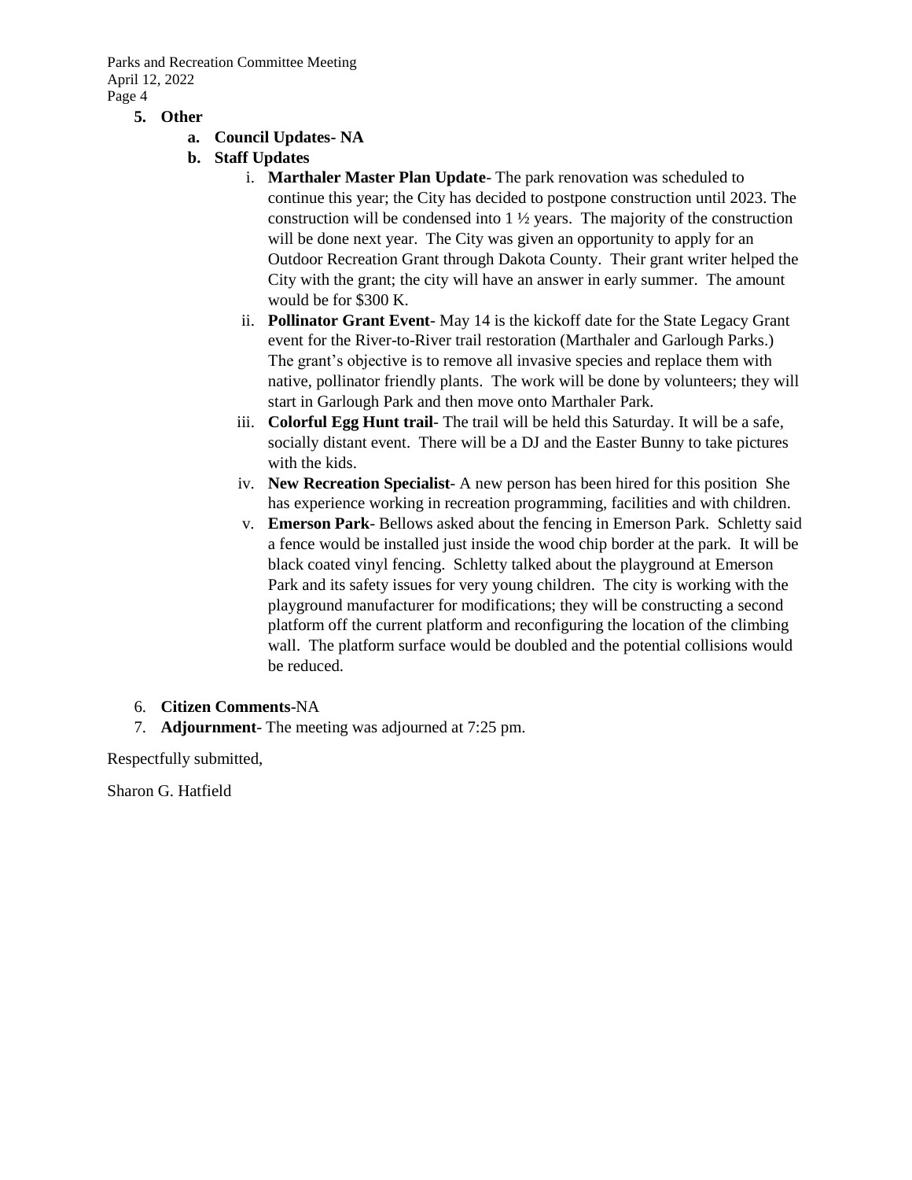5. **Other**
   a. **Council Updates- NA**
   b. **Staff Updates**
      i. **Marthaler Master Plan Update**- The park renovation was scheduled to continue this year; the City has decided to postpone construction until 2023. The construction will be condensed into 1 ½ years. The majority of the construction will be done next year. The City was given an opportunity to apply for an Outdoor Recreation Grant through Dakota County. Their grant writer helped the City with the grant; the city will have an answer in early summer. The amount would be for $300 K.
      ii. **Pollinator Grant Event**- May 14 is the kickoff date for the State Legacy Grant event for the River-to-River trail restoration (Marthaler and Garlough Parks.) The grant's objective is to remove all invasive species and replace them with native, pollinator friendly plants. The work will be done by volunteers; they will start in Garlough Park and then move onto Marthaler Park.
      iii. **Colorful Egg Hunt trail**- The trail will be held this Saturday. It will be a safe, socially distant event. There will be a DJ and the Easter Bunny to take pictures with the kids.
      iv. **New Recreation Specialist**- A new person has been hired for this position She has experience working in recreation programming, facilities and with children.
      v. **Emerson Park**- Bellows asked about the fencing in Emerson Park. Schletty said a fence would be installed just inside the wood chip border at the park. It will be black coated vinyl fencing. Schletty talked about the playground at Emerson Park and its safety issues for very young children. The city is working with the playground manufacturer for modifications; they will be constructing a second platform off the current platform and reconfiguring the location of the climbing wall. The platform surface would be doubled and the potential collisions would be reduced.

6. **Citizen Comments**-NA
7. **Adjournment**- The meeting was adjourned at 7:25 pm.

Respectfully submitted,

Sharon G. Hatfield